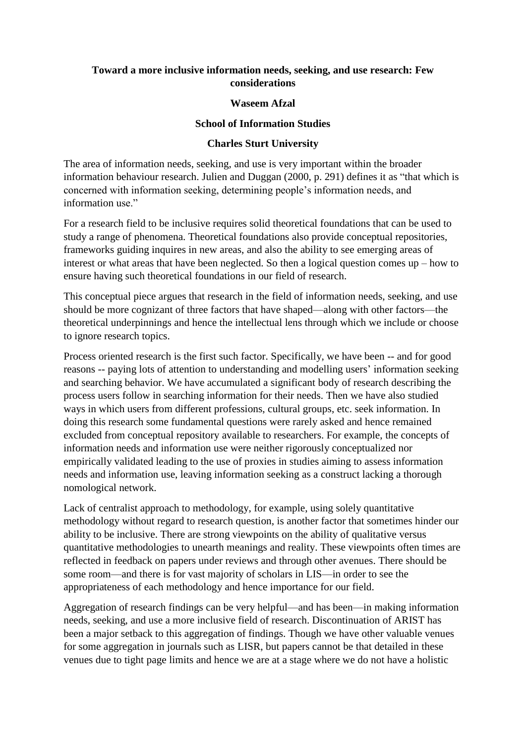**Toward a more inclusive information needs, seeking, and use research: Few considerations**

**Waseem Afzal**

**School of Information Studies**

**Charles Sturt University**

The area of information needs, seeking, and use is very important within the broader information behaviour research. Julien and Duggan (2000, p. 291) defines it as "that which is concerned with information seeking, determining people's information needs, and information use."

For a research field to be inclusive requires solid theoretical foundations that can be used to study a range of phenomena. Theoretical foundations also provide conceptual repositories, frameworks guiding inquires in new areas, and also the ability to see emerging areas of interest or what areas that have been neglected. So then a logical question comes up – how to ensure having such theoretical foundations in our field of research.

This conceptual piece argues that research in the field of information needs, seeking, and use should be more cognizant of three factors that have shaped—along with other factors—the theoretical underpinnings and hence the intellectual lens through which we include or choose to ignore research topics.

Process oriented research is the first such factor. Specifically, we have been -- and for good reasons -- paying lots of attention to understanding and modelling users' information seeking and searching behavior. We have accumulated a significant body of research describing the process users follow in searching information for their needs. Then we have also studied ways in which users from different professions, cultural groups, etc. seek information. In doing this research some fundamental questions were rarely asked and hence remained excluded from conceptual repository available to researchers. For example, the concepts of information needs and information use were neither rigorously conceptualized nor empirically validated leading to the use of proxies in studies aiming to assess information needs and information use, leaving information seeking as a construct lacking a thorough nomological network.

Lack of centralist approach to methodology, for example, using solely quantitative methodology without regard to research question, is another factor that sometimes hinder our ability to be inclusive. There are strong viewpoints on the ability of qualitative versus quantitative methodologies to unearth meanings and reality. These viewpoints often times are reflected in feedback on papers under reviews and through other avenues. There should be some room—and there is for vast majority of scholars in LIS—in order to see the appropriateness of each methodology and hence importance for our field.

Aggregation of research findings can be very helpful—and has been—in making information needs, seeking, and use a more inclusive field of research. Discontinuation of ARIST has been a major setback to this aggregation of findings. Though we have other valuable venues for some aggregation in journals such as LISR, but papers cannot be that detailed in these venues due to tight page limits and hence we are at a stage where we do not have a holistic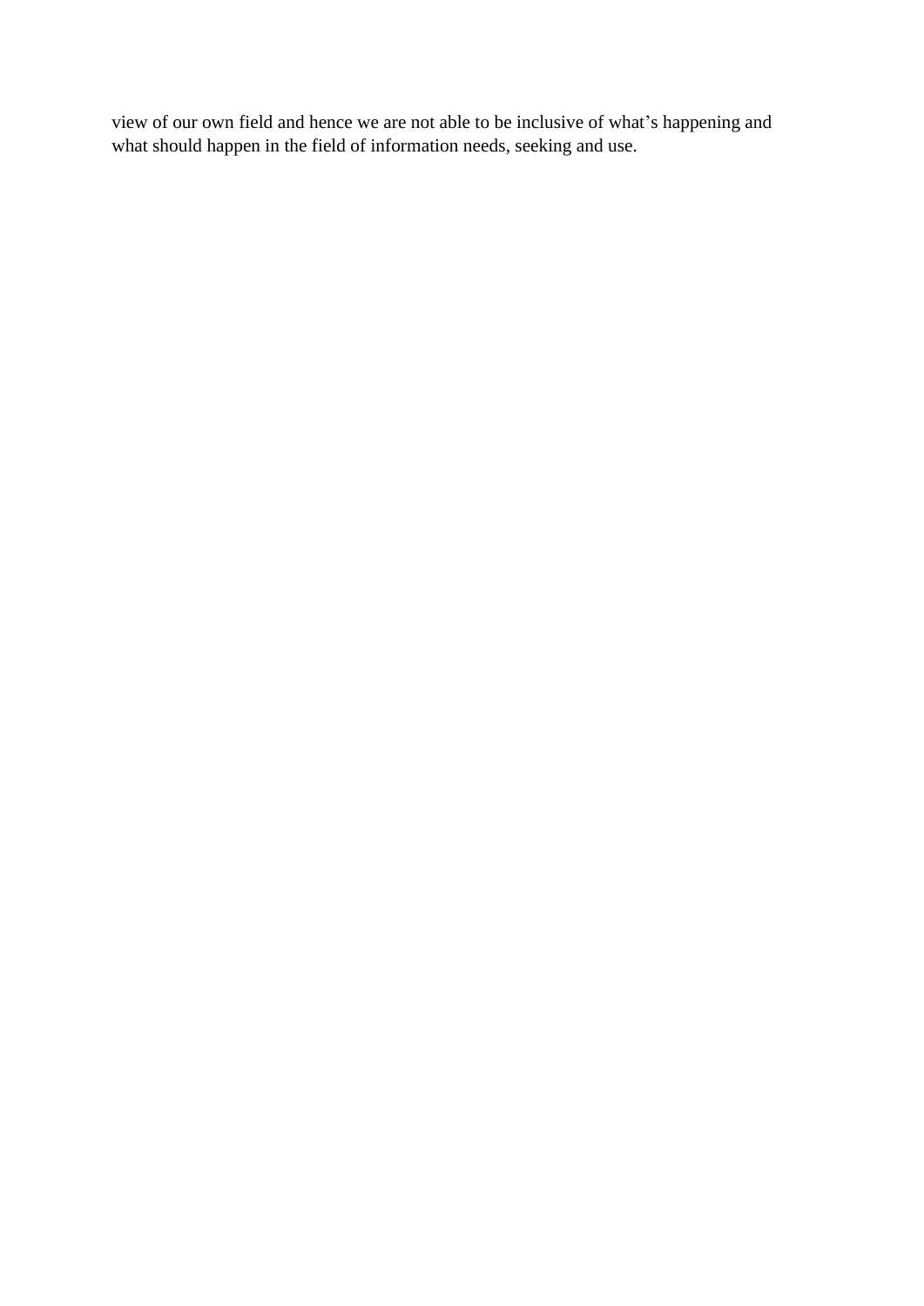view of our own field and hence we are not able to be inclusive of what's happening and what should happen in the field of information needs, seeking and use.